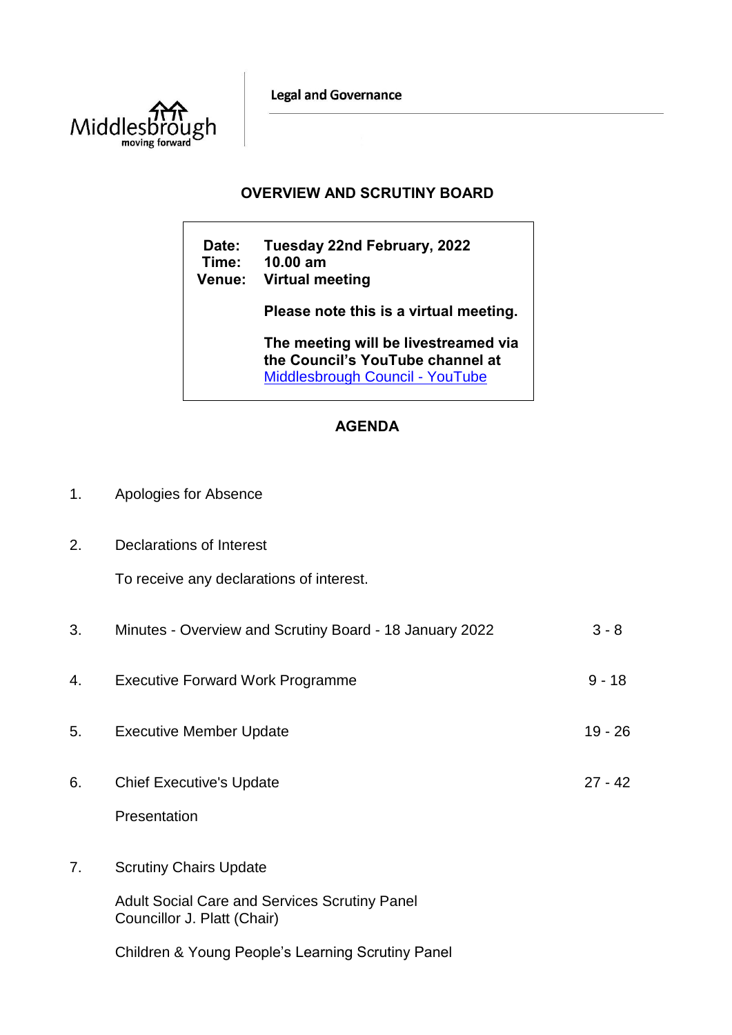Legal and Governance

# OVERVIEW AND SCRUTINY BOARD

**Date:** Tuesday 22nd February, 2022
**Time:** 10.00 am
**Venue:** Virtual meeting

**Please note this is a virtual meeting.**

**The meeting will be livestreamed via the Council's YouTube channel at** [Middlesbrough Council - YouTube]

## AGENDA

1. Apologies for Absence

2. Declarations of Interest

   To receive any declarations of interest.

3. Minutes - Overview and Scrutiny Board - 18 January 2022 — 3 - 8

4. Executive Forward Work Programme — 9 - 18

5. Executive Member Update — 19 - 26

6. Chief Executive's Update — 27 - 42

   Presentation

7. Scrutiny Chairs Update

   Adult Social Care and Services Scrutiny Panel
   Councillor J. Platt (Chair)

   Children & Young People's Learning Scrutiny Panel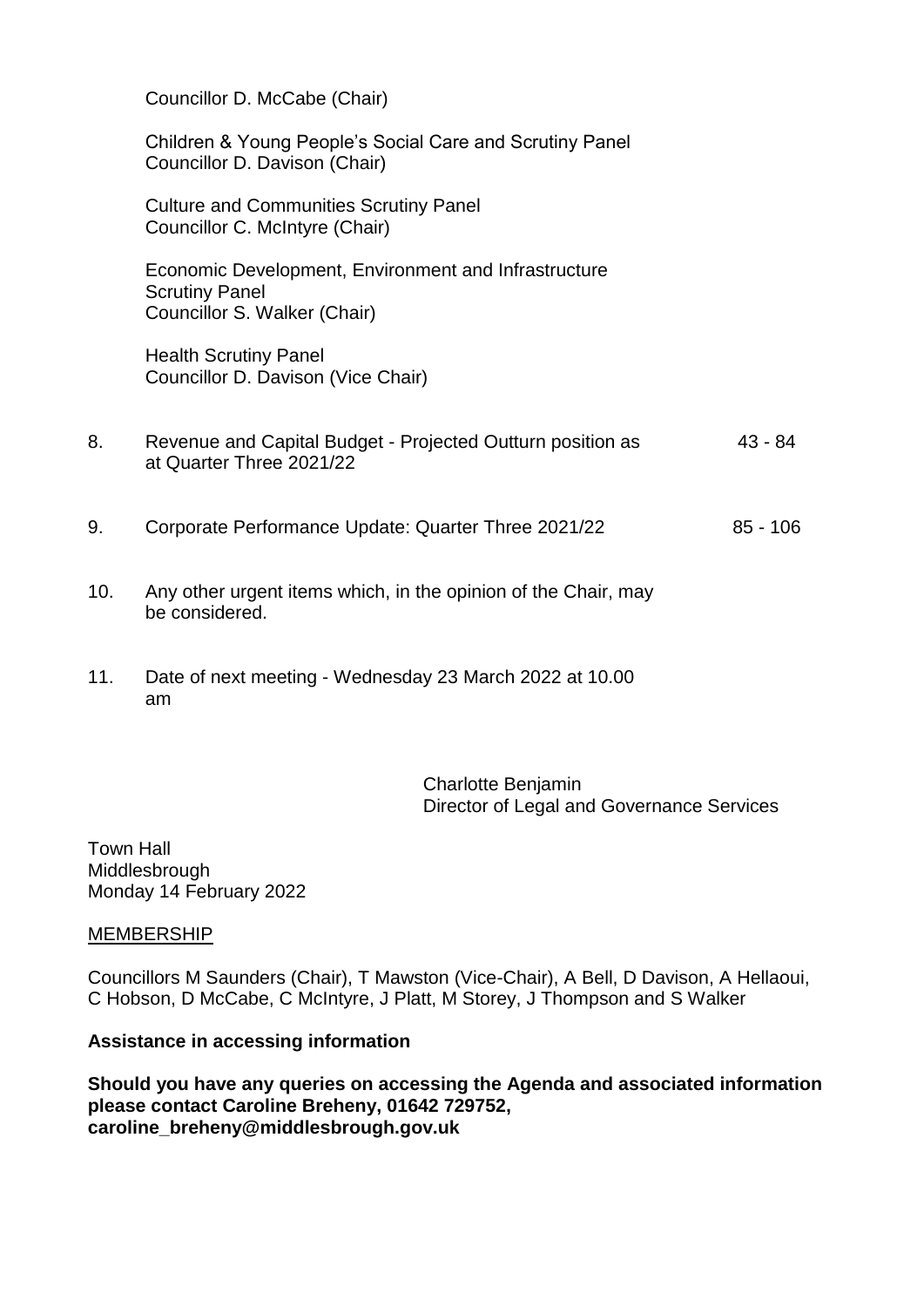Councillor D. McCabe (Chair)

Children & Young People's Social Care and Scrutiny Panel
Councillor D. Davison (Chair)

Culture and Communities Scrutiny Panel
Councillor C. McIntyre (Chair)

Economic Development, Environment and Infrastructure Scrutiny Panel
Councillor S. Walker (Chair)

Health Scrutiny Panel
Councillor D. Davison (Vice Chair)

| | | |
|---|---|---|
| 8. | Revenue and Capital Budget - Projected Outturn position as at Quarter Three 2021/22 | 43 - 84 |
| 9. | Corporate Performance Update: Quarter Three 2021/22 | 85 - 106 |
| 10. | Any other urgent items which, in the opinion of the Chair, may be considered. | |
| 11. | Date of next meeting - Wednesday 23 March 2022 at 10.00 am | |

Charlotte Benjamin
Director of Legal and Governance Services

Town Hall
Middlesbrough
Monday 14 February 2022

MEMBERSHIP

Councillors M Saunders (Chair), T Mawston (Vice-Chair), A Bell, D Davison, A Hellaoui, C Hobson, D McCabe, C McIntyre, J Platt, M Storey, J Thompson and S Walker

**Assistance in accessing information**

**Should you have any queries on accessing the Agenda and associated information please contact Caroline Breheny, 01642 729752, caroline_breheny@middlesbrough.gov.uk**